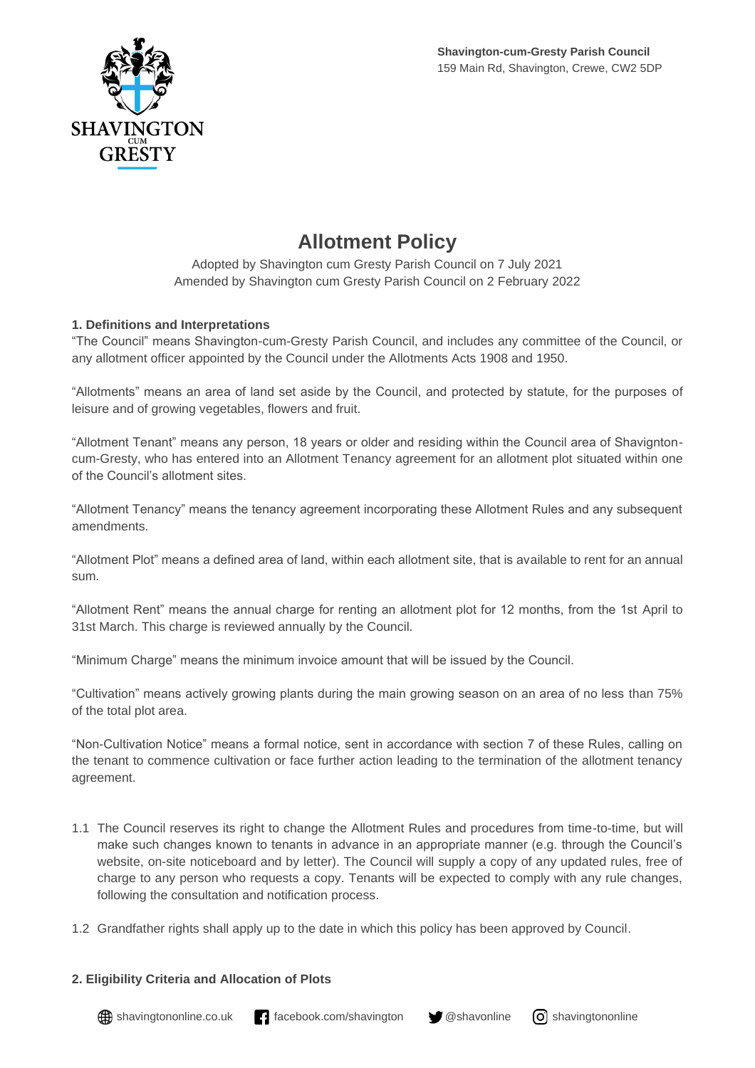**Shavington-cum-Gresty Parish Council**
159 Main Rd, Shavington, Crewe, CW2 5DP

# Allotment Policy

Adopted by Shavington cum Gresty Parish Council on 7 July 2021
Amended by Shavington cum Gresty Parish Council on 2 February 2022

### 1. Definitions and Interpretations

"The Council" means Shavington-cum-Gresty Parish Council, and includes any committee of the Council, or any allotment officer appointed by the Council under the Allotments Acts 1908 and 1950.

"Allotments" means an area of land set aside by the Council, and protected by statute, for the purposes of leisure and of growing vegetables, flowers and fruit.

"Allotment Tenant" means any person, 18 years or older and residing within the Council area of Shavignton-cum-Gresty, who has entered into an Allotment Tenancy agreement for an allotment plot situated within one of the Council's allotment sites.

"Allotment Tenancy" means the tenancy agreement incorporating these Allotment Rules and any subsequent amendments.

"Allotment Plot" means a defined area of land, within each allotment site, that is available to rent for an annual sum.

"Allotment Rent" means the annual charge for renting an allotment plot for 12 months, from the 1st April to 31st March. This charge is reviewed annually by the Council.

"Minimum Charge" means the minimum invoice amount that will be issued by the Council.

"Cultivation" means actively growing plants during the main growing season on an area of no less than 75% of the total plot area.

"Non-Cultivation Notice" means a formal notice, sent in accordance with section 7 of these Rules, calling on the tenant to commence cultivation or face further action leading to the termination of the allotment tenancy agreement.

1.1 The Council reserves its right to change the Allotment Rules and procedures from time-to-time, but will make such changes known to tenants in advance in an appropriate manner (e.g. through the Council's website, on-site noticeboard and by letter). The Council will supply a copy of any updated rules, free of charge to any person who requests a copy. Tenants will be expected to comply with any rule changes, following the consultation and notification process.

1.2 Grandfather rights shall apply up to the date in which this policy has been approved by Council.

### 2. Eligibility Criteria and Allocation of Plots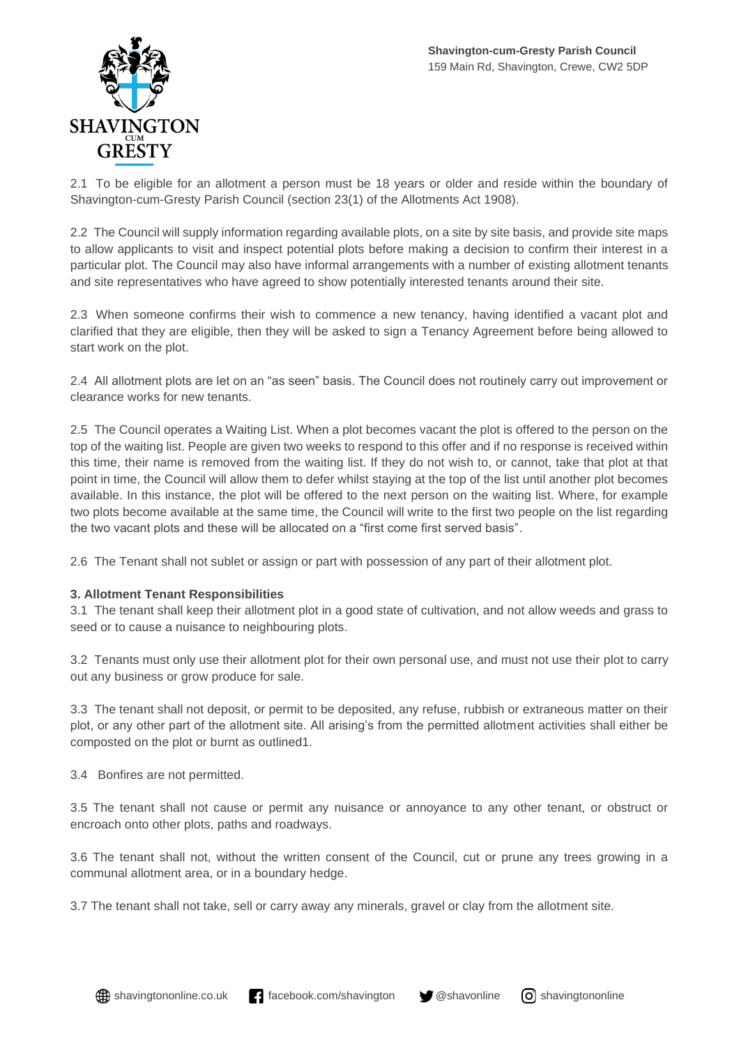2.1 To be eligible for an allotment a person must be 18 years or older and reside within the boundary of Shavington-cum-Gresty Parish Council (section 23(1) of the Allotments Act 1908).

2.2 The Council will supply information regarding available plots, on a site by site basis, and provide site maps to allow applicants to visit and inspect potential plots before making a decision to confirm their interest in a particular plot. The Council may also have informal arrangements with a number of existing allotment tenants and site representatives who have agreed to show potentially interested tenants around their site.

2.3 When someone confirms their wish to commence a new tenancy, having identified a vacant plot and clarified that they are eligible, then they will be asked to sign a Tenancy Agreement before being allowed to start work on the plot.

2.4 All allotment plots are let on an "as seen" basis. The Council does not routinely carry out improvement or clearance works for new tenants.

2.5 The Council operates a Waiting List. When a plot becomes vacant the plot is offered to the person on the top of the waiting list. People are given two weeks to respond to this offer and if no response is received within this time, their name is removed from the waiting list. If they do not wish to, or cannot, take that plot at that point in time, the Council will allow them to defer whilst staying at the top of the list until another plot becomes available. In this instance, the plot will be offered to the next person on the waiting list. Where, for example two plots become available at the same time, the Council will write to the first two people on the list regarding the two vacant plots and these will be allocated on a "first come first served basis".

2.6 The Tenant shall not sublet or assign or part with possession of any part of their allotment plot.

**3. Allotment Tenant Responsibilities**

3.1 The tenant shall keep their allotment plot in a good state of cultivation, and not allow weeds and grass to seed or to cause a nuisance to neighbouring plots.

3.2 Tenants must only use their allotment plot for their own personal use, and must not use their plot to carry out any business or grow produce for sale.

3.3 The tenant shall not deposit, or permit to be deposited, any refuse, rubbish or extraneous matter on their plot, or any other part of the allotment site. All arising's from the permitted allotment activities shall either be composted on the plot or burnt as outlined1.

3.4 Bonfires are not permitted.

3.5 The tenant shall not cause or permit any nuisance or annoyance to any other tenant, or obstruct or encroach onto other plots, paths and roadways.

3.6 The tenant shall not, without the written consent of the Council, cut or prune any trees growing in a communal allotment area, or in a boundary hedge.

3.7 The tenant shall not take, sell or carry away any minerals, gravel or clay from the allotment site.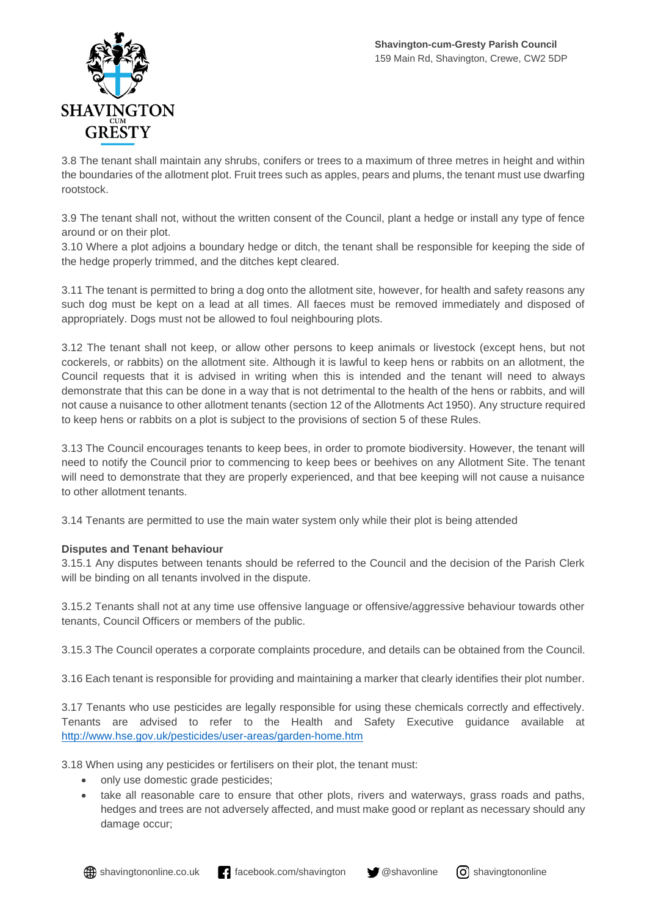3.8 The tenant shall maintain any shrubs, conifers or trees to a maximum of three metres in height and within the boundaries of the allotment plot. Fruit trees such as apples, pears and plums, the tenant must use dwarfing rootstock.

3.9 The tenant shall not, without the written consent of the Council, plant a hedge or install any type of fence around or on their plot.

3.10 Where a plot adjoins a boundary hedge or ditch, the tenant shall be responsible for keeping the side of the hedge properly trimmed, and the ditches kept cleared.

3.11 The tenant is permitted to bring a dog onto the allotment site, however, for health and safety reasons any such dog must be kept on a lead at all times. All faeces must be removed immediately and disposed of appropriately. Dogs must not be allowed to foul neighbouring plots.

3.12 The tenant shall not keep, or allow other persons to keep animals or livestock (except hens, but not cockerels, or rabbits) on the allotment site. Although it is lawful to keep hens or rabbits on an allotment, the Council requests that it is advised in writing when this is intended and the tenant will need to always demonstrate that this can be done in a way that is not detrimental to the health of the hens or rabbits, and will not cause a nuisance to other allotment tenants (section 12 of the Allotments Act 1950). Any structure required to keep hens or rabbits on a plot is subject to the provisions of section 5 of these Rules.

3.13 The Council encourages tenants to keep bees, in order to promote biodiversity. However, the tenant will need to notify the Council prior to commencing to keep bees or beehives on any Allotment Site. The tenant will need to demonstrate that they are properly experienced, and that bee keeping will not cause a nuisance to other allotment tenants.

3.14 Tenants are permitted to use the main water system only while their plot is being attended

**Disputes and Tenant behaviour**

3.15.1 Any disputes between tenants should be referred to the Council and the decision of the Parish Clerk will be binding on all tenants involved in the dispute.

3.15.2 Tenants shall not at any time use offensive language or offensive/aggressive behaviour towards other tenants, Council Officers or members of the public.

3.15.3 The Council operates a corporate complaints procedure, and details can be obtained from the Council.

3.16 Each tenant is responsible for providing and maintaining a marker that clearly identifies their plot number.

3.17 Tenants who use pesticides are legally responsible for using these chemicals correctly and effectively. Tenants are advised to refer to the Health and Safety Executive guidance available at http://www.hse.gov.uk/pesticides/user-areas/garden-home.htm

3.18 When using any pesticides or fertilisers on their plot, the tenant must:

- only use domestic grade pesticides;
- take all reasonable care to ensure that other plots, rivers and waterways, grass roads and paths, hedges and trees are not adversely affected, and must make good or replant as necessary should any damage occur;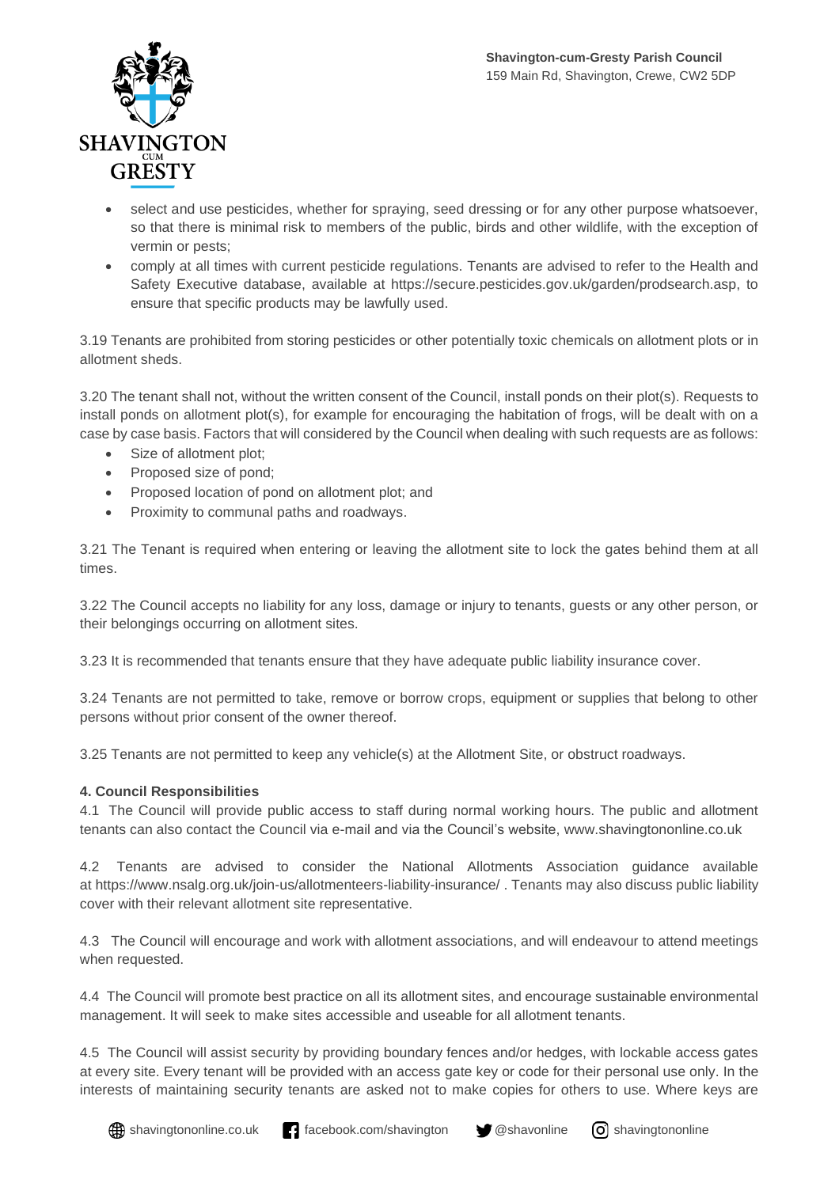- select and use pesticides, whether for spraying, seed dressing or for any other purpose whatsoever, so that there is minimal risk to members of the public, birds and other wildlife, with the exception of vermin or pests;
- comply at all times with current pesticide regulations. Tenants are advised to refer to the Health and Safety Executive database, available at https://secure.pesticides.gov.uk/garden/prodsearch.asp, to ensure that specific products may be lawfully used.

3.19 Tenants are prohibited from storing pesticides or other potentially toxic chemicals on allotment plots or in allotment sheds.

3.20 The tenant shall not, without the written consent of the Council, install ponds on their plot(s). Requests to install ponds on allotment plot(s), for example for encouraging the habitation of frogs, will be dealt with on a case by case basis. Factors that will considered by the Council when dealing with such requests are as follows:

- Size of allotment plot;
- Proposed size of pond;
- Proposed location of pond on allotment plot; and
- Proximity to communal paths and roadways.

3.21 The Tenant is required when entering or leaving the allotment site to lock the gates behind them at all times.

3.22 The Council accepts no liability for any loss, damage or injury to tenants, guests or any other person, or their belongings occurring on allotment sites.

3.23 It is recommended that tenants ensure that they have adequate public liability insurance cover.

3.24 Tenants are not permitted to take, remove or borrow crops, equipment or supplies that belong to other persons without prior consent of the owner thereof.

3.25 Tenants are not permitted to keep any vehicle(s) at the Allotment Site, or obstruct roadways.

**4. Council Responsibilities**

4.1 The Council will provide public access to staff during normal working hours. The public and allotment tenants can also contact the Council via e-mail and via the Council's website, www.shavingtononline.co.uk

4.2 Tenants are advised to consider the National Allotments Association guidance available at https://www.nsalg.org.uk/join-us/allotmenteers-liability-insurance/ . Tenants may also discuss public liability cover with their relevant allotment site representative.

4.3 The Council will encourage and work with allotment associations, and will endeavour to attend meetings when requested.

4.4 The Council will promote best practice on all its allotment sites, and encourage sustainable environmental management. It will seek to make sites accessible and useable for all allotment tenants.

4.5 The Council will assist security by providing boundary fences and/or hedges, with lockable access gates at every site. Every tenant will be provided with an access gate key or code for their personal use only. In the interests of maintaining security tenants are asked not to make copies for others to use. Where keys are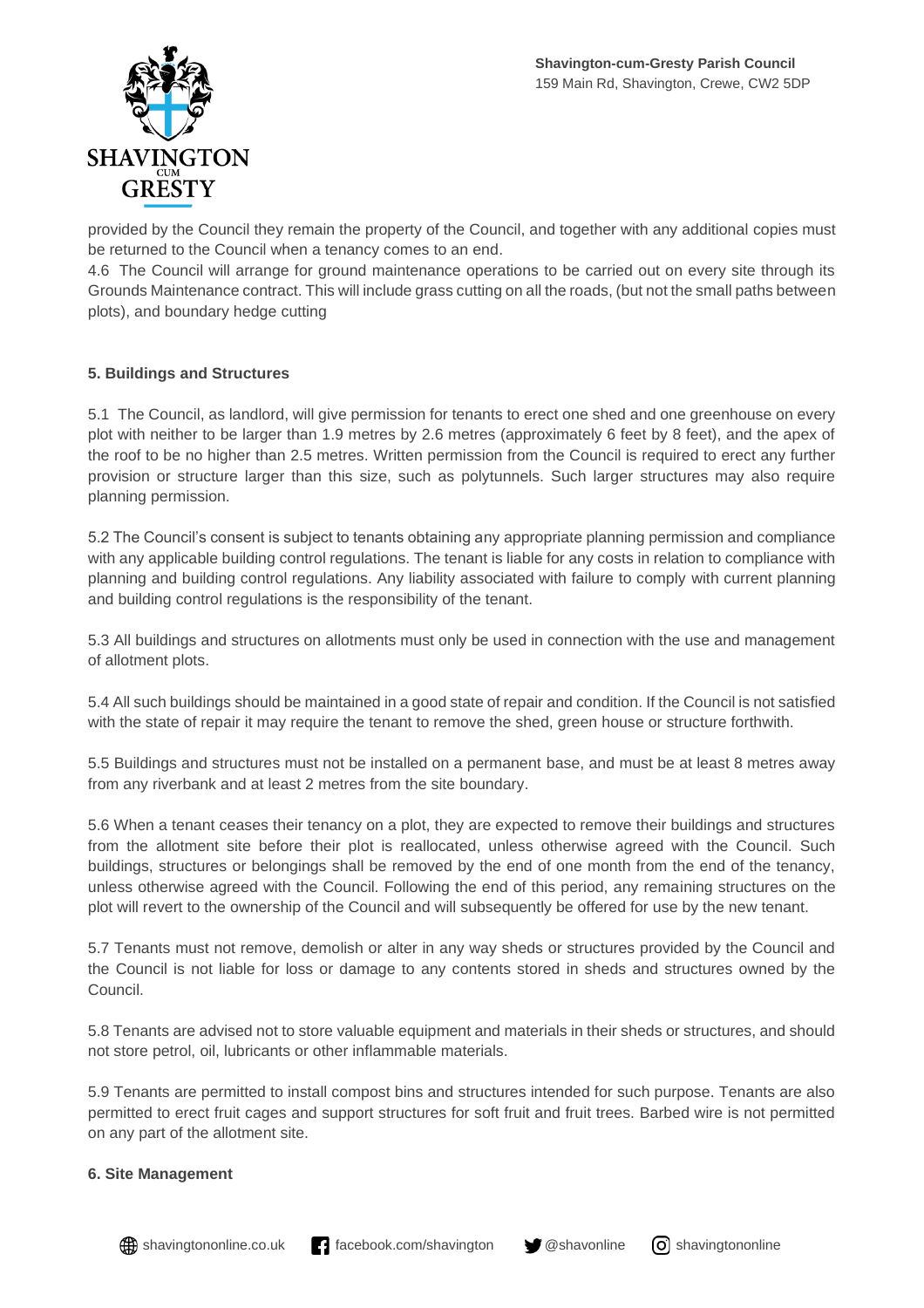provided by the Council they remain the property of the Council, and together with any additional copies must be returned to the Council when a tenancy comes to an end.

4.6 The Council will arrange for ground maintenance operations to be carried out on every site through its Grounds Maintenance contract. This will include grass cutting on all the roads, (but not the small paths between plots), and boundary hedge cutting

**5. Buildings and Structures**

5.1 The Council, as landlord, will give permission for tenants to erect one shed and one greenhouse on every plot with neither to be larger than 1.9 metres by 2.6 metres (approximately 6 feet by 8 feet), and the apex of the roof to be no higher than 2.5 metres. Written permission from the Council is required to erect any further provision or structure larger than this size, such as polytunnels. Such larger structures may also require planning permission.

5.2 The Council's consent is subject to tenants obtaining any appropriate planning permission and compliance with any applicable building control regulations. The tenant is liable for any costs in relation to compliance with planning and building control regulations. Any liability associated with failure to comply with current planning and building control regulations is the responsibility of the tenant.

5.3 All buildings and structures on allotments must only be used in connection with the use and management of allotment plots.

5.4 All such buildings should be maintained in a good state of repair and condition. If the Council is not satisfied with the state of repair it may require the tenant to remove the shed, green house or structure forthwith.

5.5 Buildings and structures must not be installed on a permanent base, and must be at least 8 metres away from any riverbank and at least 2 metres from the site boundary.

5.6 When a tenant ceases their tenancy on a plot, they are expected to remove their buildings and structures from the allotment site before their plot is reallocated, unless otherwise agreed with the Council. Such buildings, structures or belongings shall be removed by the end of one month from the end of the tenancy, unless otherwise agreed with the Council. Following the end of this period, any remaining structures on the plot will revert to the ownership of the Council and will subsequently be offered for use by the new tenant.

5.7 Tenants must not remove, demolish or alter in any way sheds or structures provided by the Council and the Council is not liable for loss or damage to any contents stored in sheds and structures owned by the Council.

5.8 Tenants are advised not to store valuable equipment and materials in their sheds or structures, and should not store petrol, oil, lubricants or other inflammable materials.

5.9 Tenants are permitted to install compost bins and structures intended for such purpose. Tenants are also permitted to erect fruit cages and support structures for soft fruit and fruit trees. Barbed wire is not permitted on any part of the allotment site.

**6. Site Management**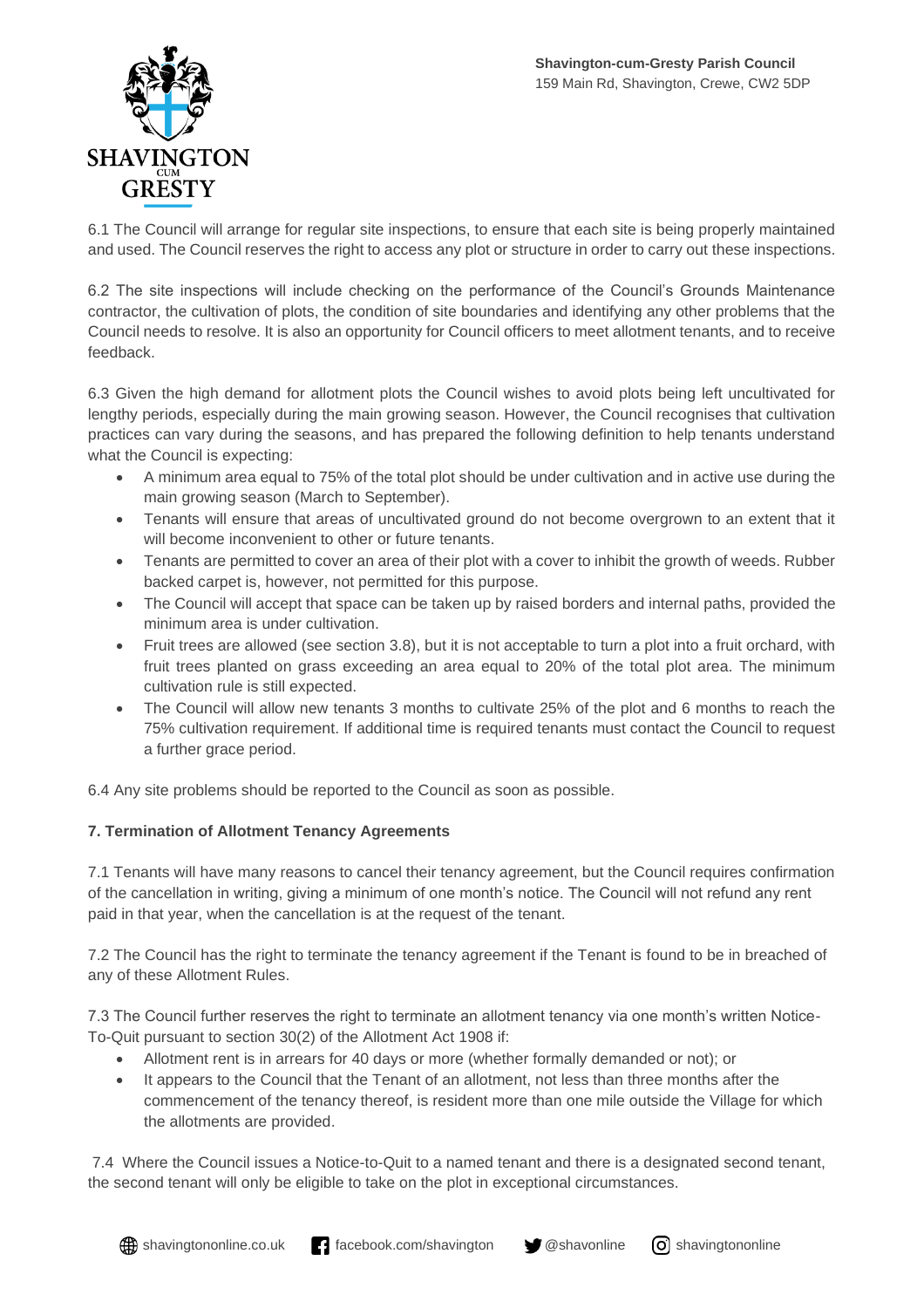6.1 The Council will arrange for regular site inspections, to ensure that each site is being properly maintained and used. The Council reserves the right to access any plot or structure in order to carry out these inspections.

6.2 The site inspections will include checking on the performance of the Council's Grounds Maintenance contractor, the cultivation of plots, the condition of site boundaries and identifying any other problems that the Council needs to resolve. It is also an opportunity for Council officers to meet allotment tenants, and to receive feedback.

6.3 Given the high demand for allotment plots the Council wishes to avoid plots being left uncultivated for lengthy periods, especially during the main growing season. However, the Council recognises that cultivation practices can vary during the seasons, and has prepared the following definition to help tenants understand what the Council is expecting:

- A minimum area equal to 75% of the total plot should be under cultivation and in active use during the main growing season (March to September).
- Tenants will ensure that areas of uncultivated ground do not become overgrown to an extent that it will become inconvenient to other or future tenants.
- Tenants are permitted to cover an area of their plot with a cover to inhibit the growth of weeds. Rubber backed carpet is, however, not permitted for this purpose.
- The Council will accept that space can be taken up by raised borders and internal paths, provided the minimum area is under cultivation.
- Fruit trees are allowed (see section 3.8), but it is not acceptable to turn a plot into a fruit orchard, with fruit trees planted on grass exceeding an area equal to 20% of the total plot area. The minimum cultivation rule is still expected.
- The Council will allow new tenants 3 months to cultivate 25% of the plot and 6 months to reach the 75% cultivation requirement. If additional time is required tenants must contact the Council to request a further grace period.

6.4 Any site problems should be reported to the Council as soon as possible.

**7. Termination of Allotment Tenancy Agreements**

7.1 Tenants will have many reasons to cancel their tenancy agreement, but the Council requires confirmation of the cancellation in writing, giving a minimum of one month's notice. The Council will not refund any rent paid in that year, when the cancellation is at the request of the tenant.

7.2 The Council has the right to terminate the tenancy agreement if the Tenant is found to be in breached of any of these Allotment Rules.

7.3 The Council further reserves the right to terminate an allotment tenancy via one month's written Notice-To-Quit pursuant to section 30(2) of the Allotment Act 1908 if:

- Allotment rent is in arrears for 40 days or more (whether formally demanded or not); or
- It appears to the Council that the Tenant of an allotment, not less than three months after the commencement of the tenancy thereof, is resident more than one mile outside the Village for which the allotments are provided.

7.4 Where the Council issues a Notice-to-Quit to a named tenant and there is a designated second tenant, the second tenant will only be eligible to take on the plot in exceptional circumstances.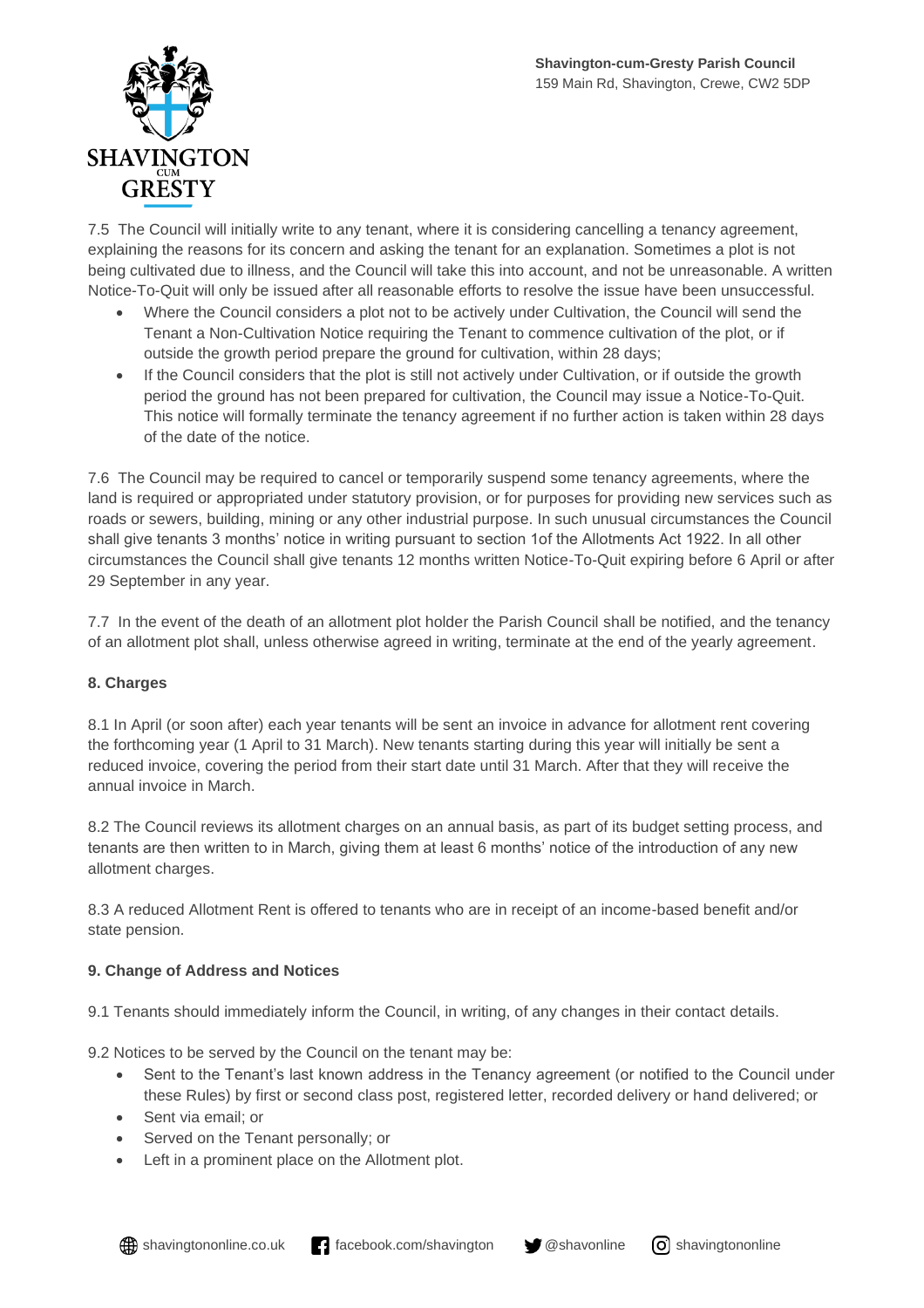7.5 The Council will initially write to any tenant, where it is considering cancelling a tenancy agreement, explaining the reasons for its concern and asking the tenant for an explanation. Sometimes a plot is not being cultivated due to illness, and the Council will take this into account, and not be unreasonable. A written Notice-To-Quit will only be issued after all reasonable efforts to resolve the issue have been unsuccessful.

- Where the Council considers a plot not to be actively under Cultivation, the Council will send the Tenant a Non-Cultivation Notice requiring the Tenant to commence cultivation of the plot, or if outside the growth period prepare the ground for cultivation, within 28 days;
- If the Council considers that the plot is still not actively under Cultivation, or if outside the growth period the ground has not been prepared for cultivation, the Council may issue a Notice-To-Quit. This notice will formally terminate the tenancy agreement if no further action is taken within 28 days of the date of the notice.

7.6 The Council may be required to cancel or temporarily suspend some tenancy agreements, where the land is required or appropriated under statutory provision, or for purposes for providing new services such as roads or sewers, building, mining or any other industrial purpose. In such unusual circumstances the Council shall give tenants 3 months' notice in writing pursuant to section 1of the Allotments Act 1922. In all other circumstances the Council shall give tenants 12 months written Notice-To-Quit expiring before 6 April or after 29 September in any year.

7.7 In the event of the death of an allotment plot holder the Parish Council shall be notified, and the tenancy of an allotment plot shall, unless otherwise agreed in writing, terminate at the end of the yearly agreement.

## 8. Charges

8.1 In April (or soon after) each year tenants will be sent an invoice in advance for allotment rent covering the forthcoming year (1 April to 31 March). New tenants starting during this year will initially be sent a reduced invoice, covering the period from their start date until 31 March. After that they will receive the annual invoice in March.

8.2 The Council reviews its allotment charges on an annual basis, as part of its budget setting process, and tenants are then written to in March, giving them at least 6 months' notice of the introduction of any new allotment charges.

8.3 A reduced Allotment Rent is offered to tenants who are in receipt of an income-based benefit and/or state pension.

## 9. Change of Address and Notices

9.1 Tenants should immediately inform the Council, in writing, of any changes in their contact details.

9.2 Notices to be served by the Council on the tenant may be:

- Sent to the Tenant's last known address in the Tenancy agreement (or notified to the Council under these Rules) by first or second class post, registered letter, recorded delivery or hand delivered; or
- Sent via email; or
- Served on the Tenant personally; or
- Left in a prominent place on the Allotment plot.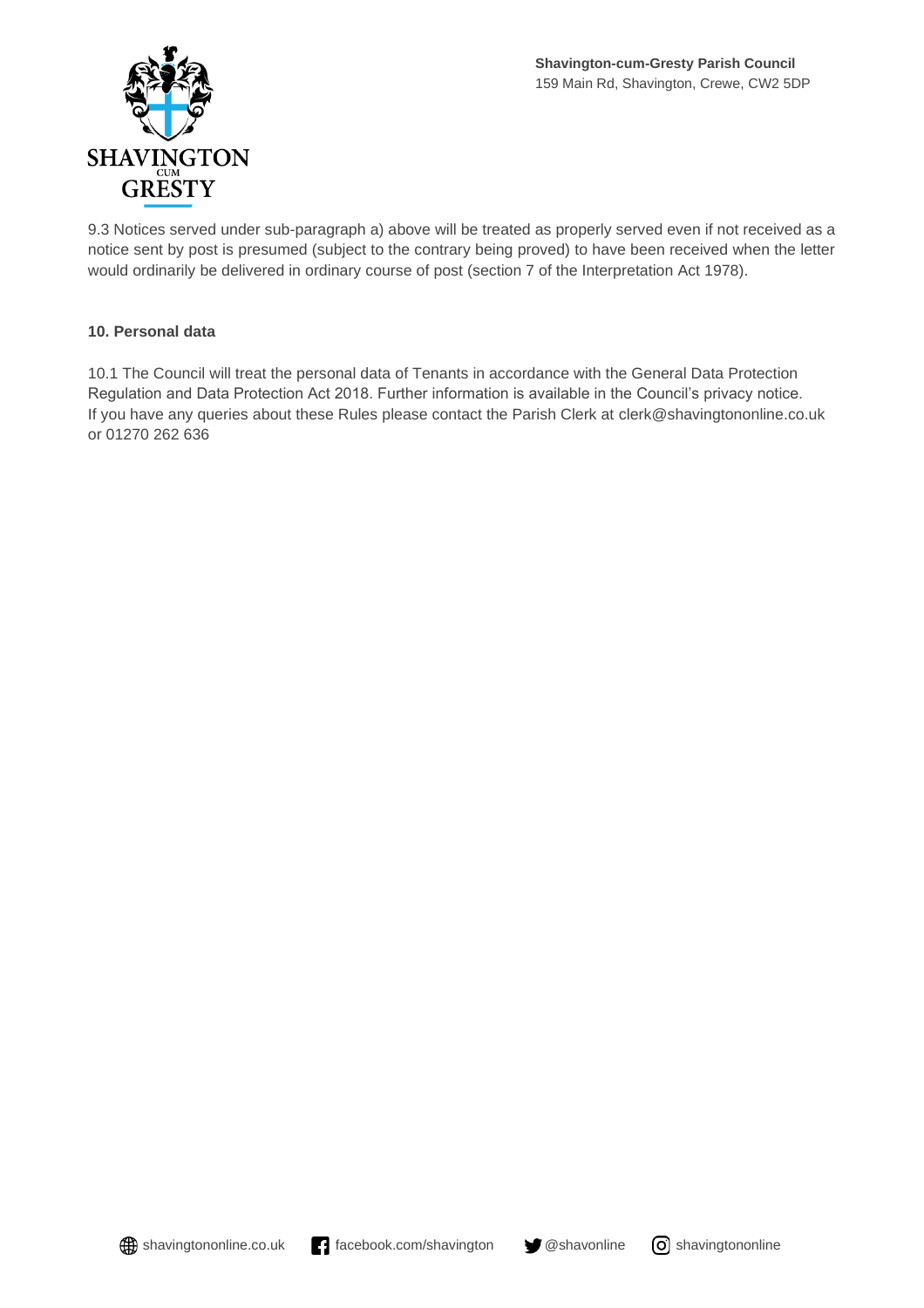9.3 Notices served under sub-paragraph a) above will be treated as properly served even if not received as a notice sent by post is presumed (subject to the contrary being proved) to have been received when the letter would ordinarily be delivered in ordinary course of post (section 7 of the Interpretation Act 1978).

**10. Personal data**

10.1 The Council will treat the personal data of Tenants in accordance with the General Data Protection Regulation and Data Protection Act 2018. Further information is available in the Council's privacy notice. If you have any queries about these Rules please contact the Parish Clerk at clerk@shavingtononline.co.uk or 01270 262 636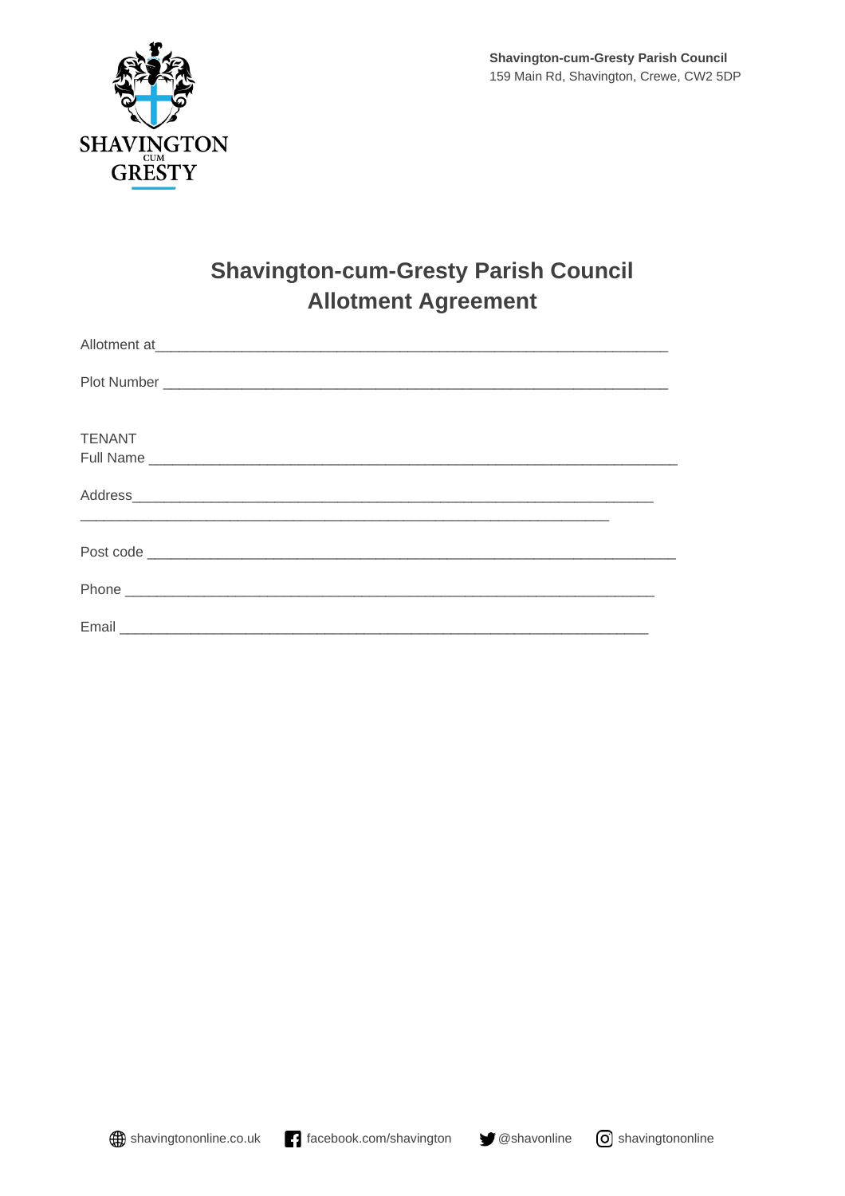**Shavington-cum-Gresty Parish Council**
159 Main Rd, Shavington, Crewe, CW2 5DP

# Shavington-cum-Gresty Parish Council
## Allotment Agreement

Allotment at_______________________________________________________________

Plot Number _______________________________________________________________

TENANT
Full Name _________________________________________________________________

Address___________________________________________________________________
_________________________________________________________________________

Post code _________________________________________________________________

Phone ____________________________________________________________________

Email _____________________________________________________________________

shavingtononline.co.uk facebook.com/shavington @shavonline shavingtononline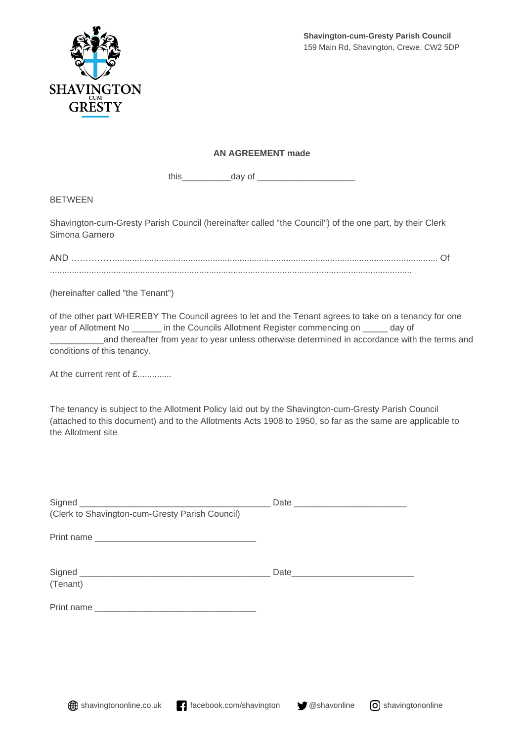**Shavington-cum-Gresty Parish Council**
159 Main Rd, Shavington, Crewe, CW2 5DP

**AN AGREEMENT made**

this__________day of ____________________

BETWEEN

Shavington-cum-Gresty Parish Council (hereinafter called "the Council") of the one part, by their Clerk Simona Garnero

AND ……………........................................................................................................................................ Of ....................................................................................................................................................

(hereinafter called "the Tenant")

of the other part WHEREBY The Council agrees to let and the Tenant agrees to take on a tenancy for one year of Allotment No ______ in the Councils Allotment Register commencing on _____ day of ___________and thereafter from year to year unless otherwise determined in accordance with the terms and conditions of this tenancy.

At the current rent of £..............

The tenancy is subject to the Allotment Policy laid out by the Shavington-cum-Gresty Parish Council (attached to this document) and to the Allotments Acts 1908 to 1950, so far as the same are applicable to the Allotment site

Signed ________________________________________ Date _______________________
(Clerk to Shavington-cum-Gresty Parish Council)

Print name __________________________________

Signed ________________________________________ Date_________________________
(Tenant)

Print name __________________________________

shavingtononline.co.uk facebook.com/shavington @shavonline shavingtononline